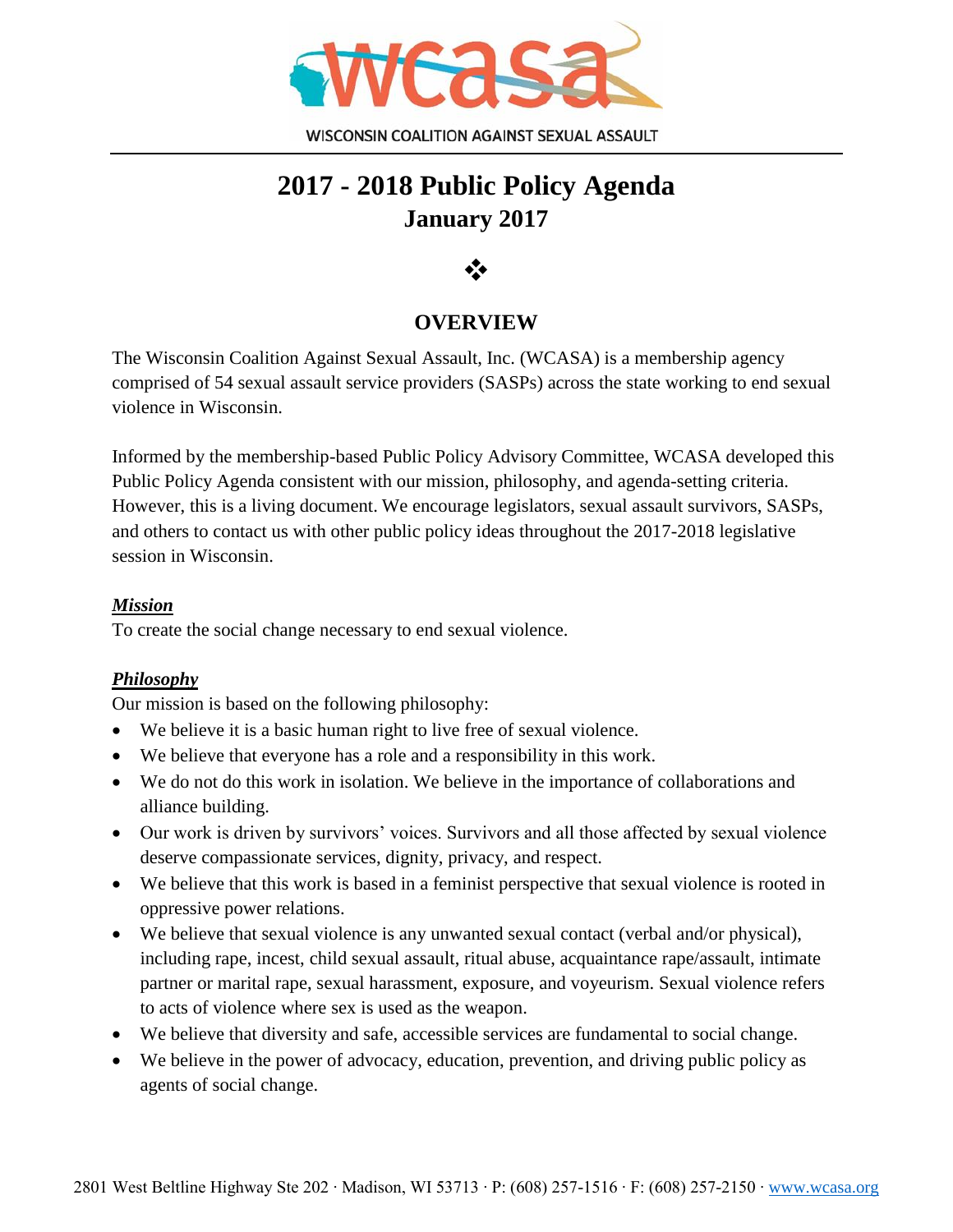WISCONSIN COALITION AGAINST SEXUAL ASSAULT

# 2017 - 2018 Public Policy Agenda
## January 2017

❖

## OVERVIEW

The Wisconsin Coalition Against Sexual Assault, Inc. (WCASA) is a membership agency comprised of 54 sexual assault service providers (SASPs) across the state working to end sexual violence in Wisconsin.

Informed by the membership-based Public Policy Advisory Committee, WCASA developed this Public Policy Agenda consistent with our mission, philosophy, and agenda-setting criteria. However, this is a living document. We encourage legislators, sexual assault survivors, SASPs, and others to contact us with other public policy ideas throughout the 2017-2018 legislative session in Wisconsin.

***Mission***

To create the social change necessary to end sexual violence.

***Philosophy***

Our mission is based on the following philosophy:

- We believe it is a basic human right to live free of sexual violence.
- We believe that everyone has a role and a responsibility in this work.
- We do not do this work in isolation. We believe in the importance of collaborations and alliance building.
- Our work is driven by survivors' voices. Survivors and all those affected by sexual violence deserve compassionate services, dignity, privacy, and respect.
- We believe that this work is based in a feminist perspective that sexual violence is rooted in oppressive power relations.
- We believe that sexual violence is any unwanted sexual contact (verbal and/or physical), including rape, incest, child sexual assault, ritual abuse, acquaintance rape/assault, intimate partner or marital rape, sexual harassment, exposure, and voyeurism. Sexual violence refers to acts of violence where sex is used as the weapon.
- We believe that diversity and safe, accessible services are fundamental to social change.
- We believe in the power of advocacy, education, prevention, and driving public policy as agents of social change.

2801 West Beltline Highway Ste 202 · Madison, WI 53713 · P: (608) 257-1516 · F: (608) 257-2150 · www.wcasa.org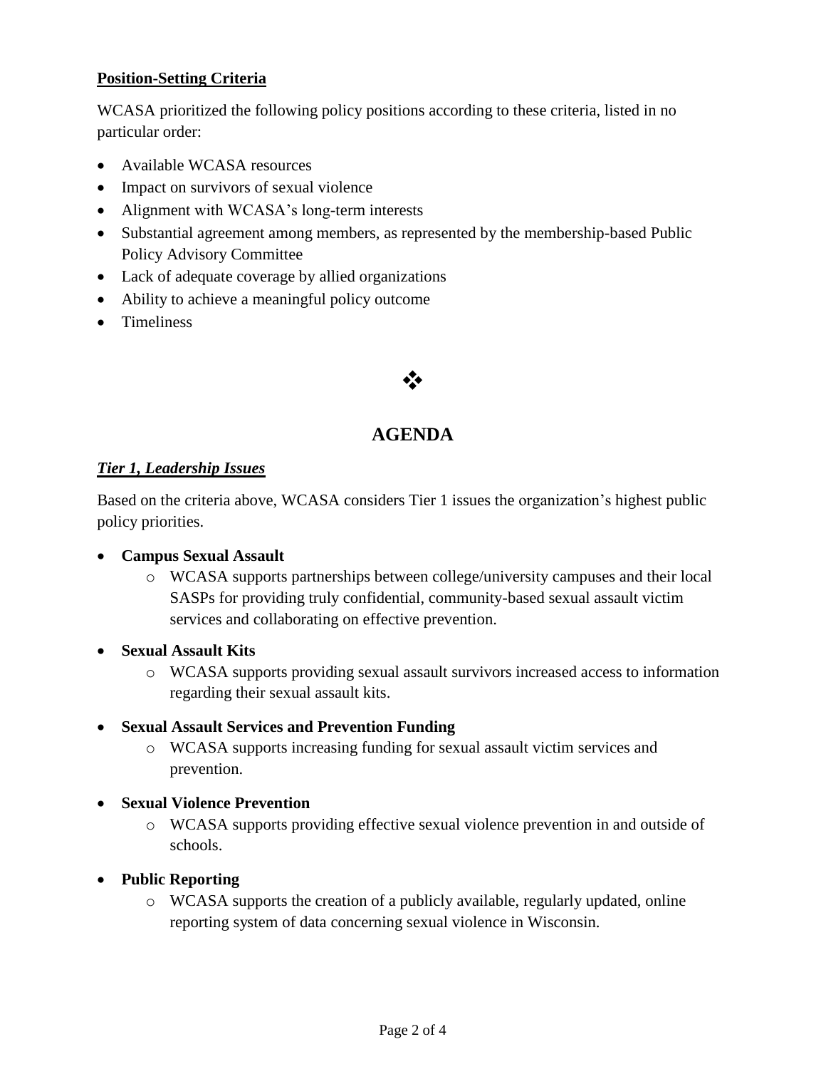**Position-Setting Criteria**

WCASA prioritized the following policy positions according to these criteria, listed in no particular order:

- Available WCASA resources
- Impact on survivors of sexual violence
- Alignment with WCASA's long-term interests
- Substantial agreement among members, as represented by the membership-based Public Policy Advisory Committee
- Lack of adequate coverage by allied organizations
- Ability to achieve a meaningful policy outcome
- Timeliness

❖

## AGENDA

***Tier 1, Leadership Issues***

Based on the criteria above, WCASA considers Tier 1 issues the organization's highest public policy priorities.

- **Campus Sexual Assault**
  - WCASA supports partnerships between college/university campuses and their local SASPs for providing truly confidential, community-based sexual assault victim services and collaborating on effective prevention.
- **Sexual Assault Kits**
  - WCASA supports providing sexual assault survivors increased access to information regarding their sexual assault kits.
- **Sexual Assault Services and Prevention Funding**
  - WCASA supports increasing funding for sexual assault victim services and prevention.
- **Sexual Violence Prevention**
  - WCASA supports providing effective sexual violence prevention in and outside of schools.
- **Public Reporting**
  - WCASA supports the creation of a publicly available, regularly updated, online reporting system of data concerning sexual violence in Wisconsin.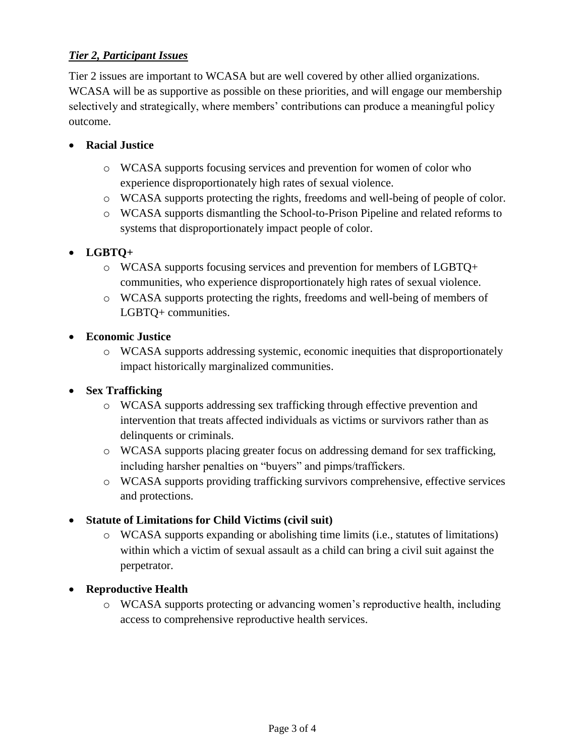***Tier 2, Participant Issues***

Tier 2 issues are important to WCASA but are well covered by other allied organizations. WCASA will be as supportive as possible on these priorities, and will engage our membership selectively and strategically, where members' contributions can produce a meaningful policy outcome.

- **Racial Justice**
  - WCASA supports focusing services and prevention for women of color who experience disproportionately high rates of sexual violence.
  - WCASA supports protecting the rights, freedoms and well-being of people of color.
  - WCASA supports dismantling the School-to-Prison Pipeline and related reforms to systems that disproportionately impact people of color.
- **LGBTQ+**
  - WCASA supports focusing services and prevention for members of LGBTQ+ communities, who experience disproportionately high rates of sexual violence.
  - WCASA supports protecting the rights, freedoms and well-being of members of LGBTQ+ communities.
- **Economic Justice**
  - WCASA supports addressing systemic, economic inequities that disproportionately impact historically marginalized communities.
- **Sex Trafficking**
  - WCASA supports addressing sex trafficking through effective prevention and intervention that treats affected individuals as victims or survivors rather than as delinquents or criminals.
  - WCASA supports placing greater focus on addressing demand for sex trafficking, including harsher penalties on "buyers" and pimps/traffickers.
  - WCASA supports providing trafficking survivors comprehensive, effective services and protections.
- **Statute of Limitations for Child Victims (civil suit)**
  - WCASA supports expanding or abolishing time limits (i.e., statutes of limitations) within which a victim of sexual assault as a child can bring a civil suit against the perpetrator.
- **Reproductive Health**
  - WCASA supports protecting or advancing women's reproductive health, including access to comprehensive reproductive health services.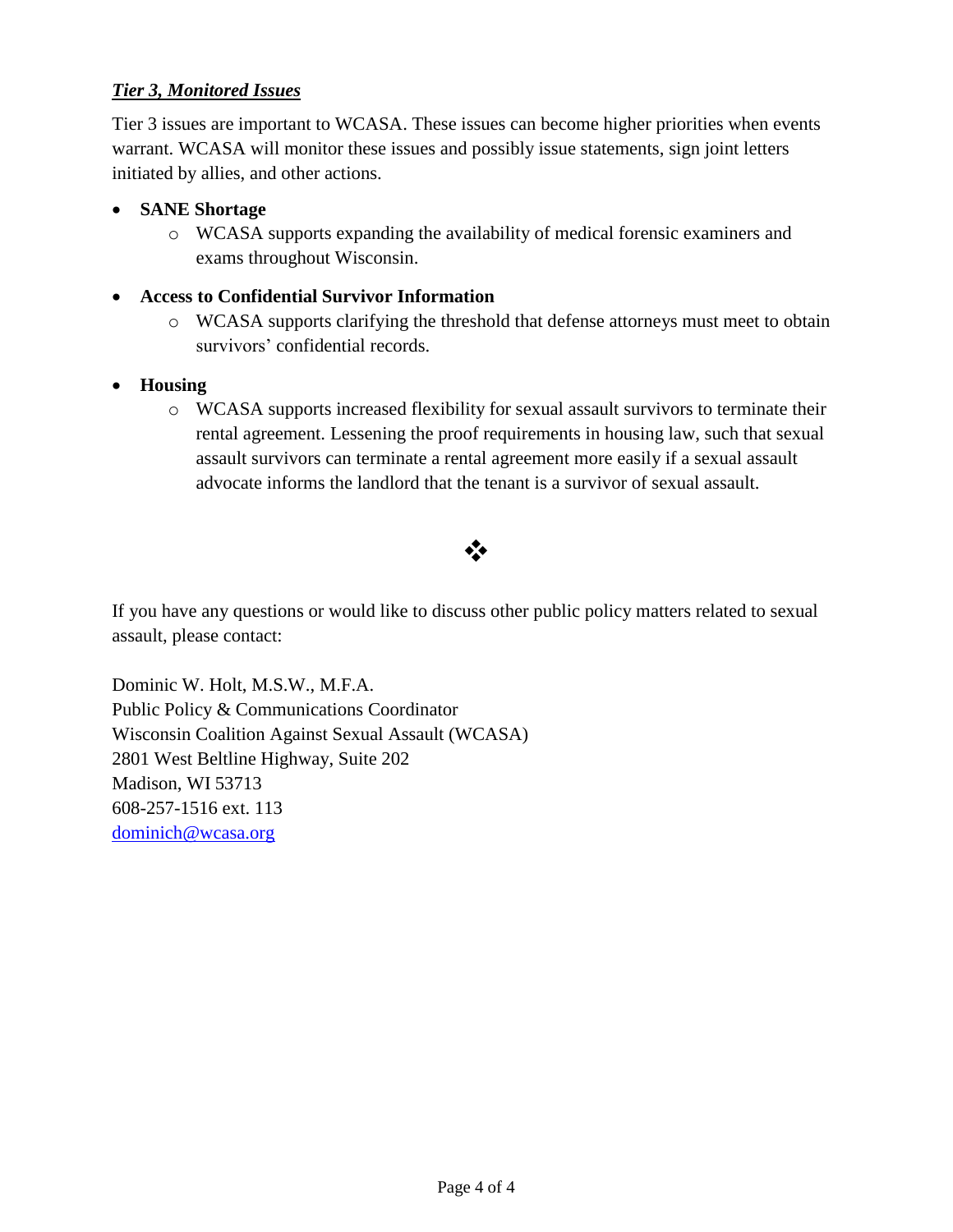***Tier 3, Monitored Issues***

Tier 3 issues are important to WCASA. These issues can become higher priorities when events warrant. WCASA will monitor these issues and possibly issue statements, sign joint letters initiated by allies, and other actions.

- **SANE Shortage**
  - WCASA supports expanding the availability of medical forensic examiners and exams throughout Wisconsin.
- **Access to Confidential Survivor Information**
  - WCASA supports clarifying the threshold that defense attorneys must meet to obtain survivors' confidential records.
- **Housing**
  - WCASA supports increased flexibility for sexual assault survivors to terminate their rental agreement. Lessening the proof requirements in housing law, such that sexual assault survivors can terminate a rental agreement more easily if a sexual assault advocate informs the landlord that the tenant is a survivor of sexual assault.

❖

If you have any questions or would like to discuss other public policy matters related to sexual assault, please contact:

Dominic W. Holt, M.S.W., M.F.A.
Public Policy & Communications Coordinator
Wisconsin Coalition Against Sexual Assault (WCASA)
2801 West Beltline Highway, Suite 202
Madison, WI 53713
608-257-1516 ext. 113
dominich@wcasa.org